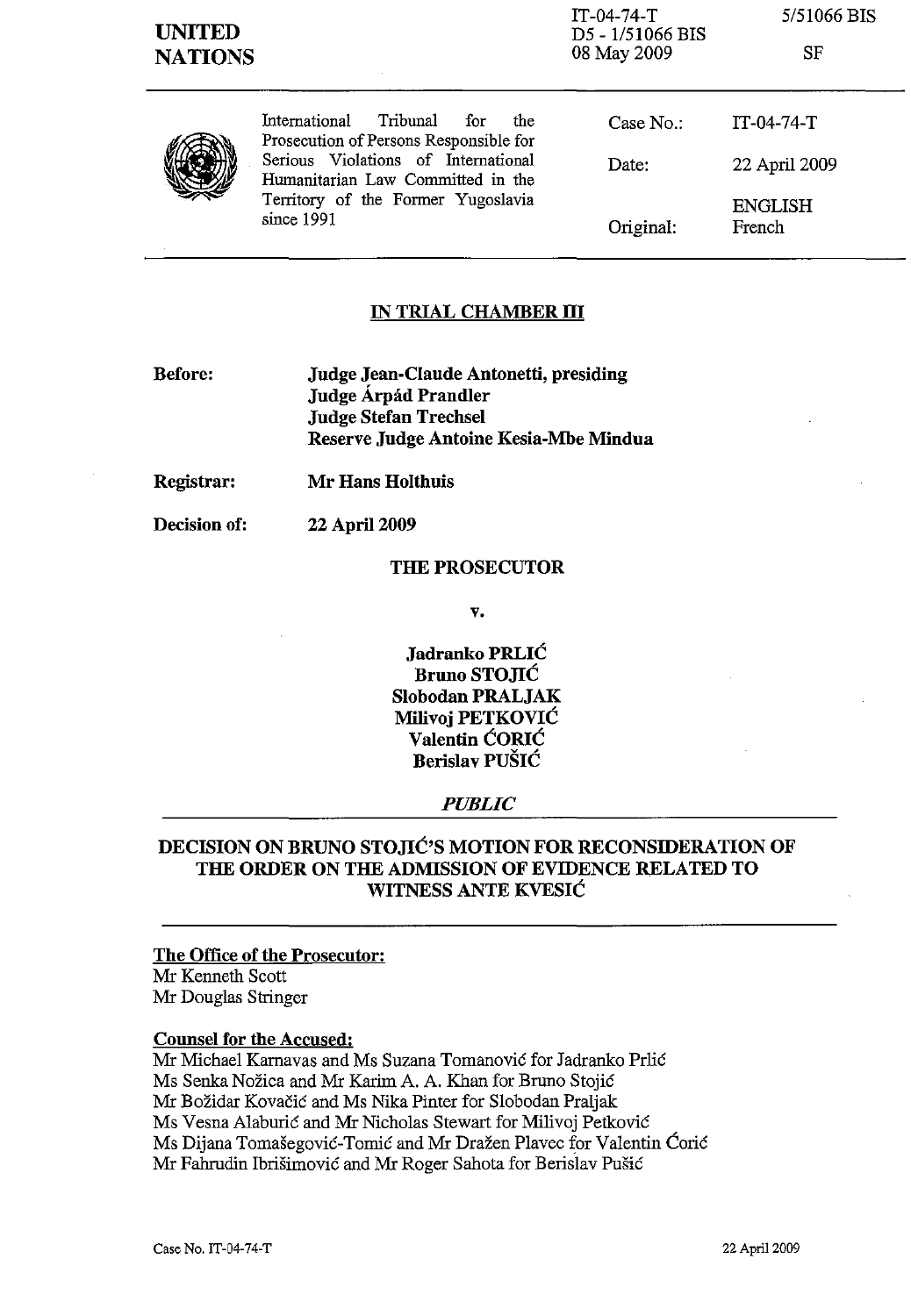**UNITED NATIONS**

IT-04-74-T
D5 - 1/51066 BIS
08 May 2009

5/51066 BIS

SF

International Tribunal for the Prosecution of Persons Responsible for Serious Violations of International Humanitarian Law Committed in the Territory of the Former Yugoslavia since 1991

| | |
|---|---|
| Case No.: | IT-04-74-T |
| Date: | 22 April 2009 |
| Original: | ENGLISH<br>French |

## IN TRIAL CHAMBER III

**Before:** **Judge Jean-Claude Antonetti, presiding**
**Judge Árpád Prandler**
**Judge Stefan Trechsel**
**Reserve Judge Antoine Kesia-Mbe Mindua**

**Registrar:** **Mr Hans Holthuis**

**Decision of:** **22 April 2009**

**THE PROSECUTOR**

**v.**

**Jadranko PRLIĆ**
**Bruno STOJIĆ**
**Slobodan PRALJAK**
**Milivoj PETKOVIĆ**
**Valentin ĆORIĆ**
**Berislav PUŠIĆ**

***PUBLIC***

## DECISION ON BRUNO STOJIĆ'S MOTION FOR RECONSIDERATION OF THE ORDER ON THE ADMISSION OF EVIDENCE RELATED TO WITNESS ANTE KVESIĆ

**The Office of the Prosecutor:**
Mr Kenneth Scott
Mr Douglas Stringer

**Counsel for the Accused:**
Mr Michael Karnavas and Ms Suzana Tomanović for Jadranko Prlić
Ms Senka Nožica and Mr Karim A. A. Khan for Bruno Stojić
Mr Božidar Kovačić and Ms Nika Pinter for Slobodan Praljak
Ms Vesna Alaburić and Mr Nicholas Stewart for Milivoj Petković
Ms Dijana Tomašegović-Tomić and Mr Dražen Plavec for Valentin Ćorić
Mr Fahrudin Ibrišimović and Mr Roger Sahota for Berislav Pušić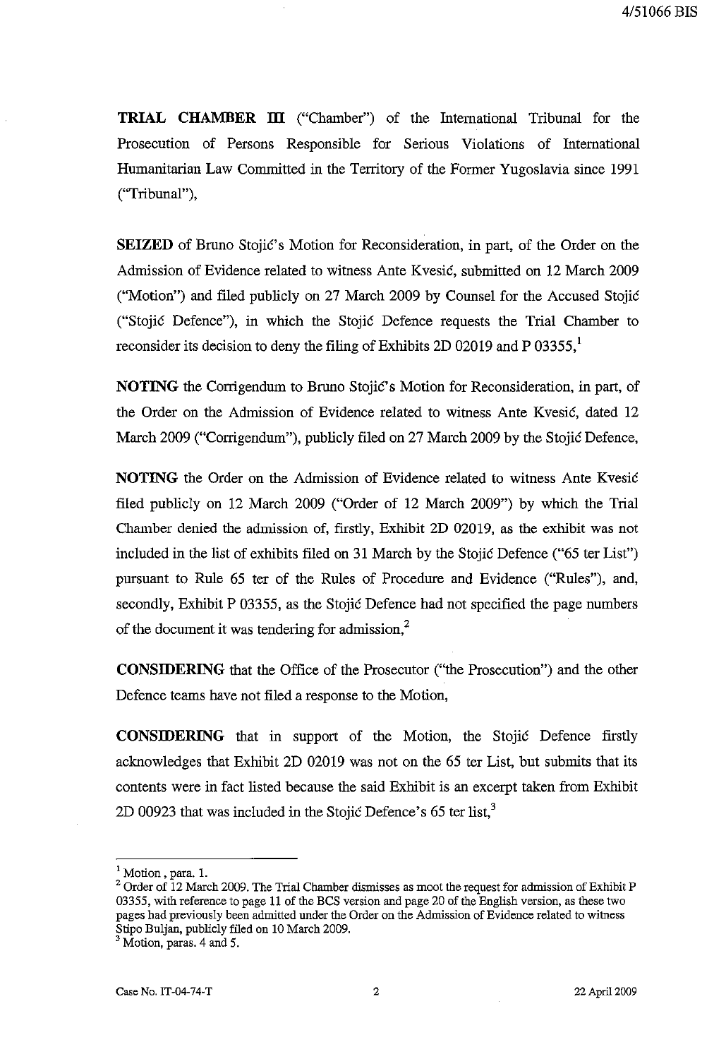**TRIAL CHAMBER III** ("Chamber") of the International Tribunal for the Prosecution of Persons Responsible for Serious Violations of International Humanitarian Law Committed in the Territory of the Former Yugoslavia since 1991 ("Tribunal"),

**SEIZED** of Bruno Stojić's Motion for Reconsideration, in part, of the Order on the Admission of Evidence related to witness Ante Kvesić, submitted on 12 March 2009 ("Motion") and filed publicly on 27 March 2009 by Counsel for the Accused Stojić ("Stojić Defence"), in which the Stojić Defence requests the Trial Chamber to reconsider its decision to deny the filing of Exhibits 2D 02019 and P 03355,[1]

**NOTING** the Corrigendum to Bruno Stojić's Motion for Reconsideration, in part, of the Order on the Admission of Evidence related to witness Ante Kvesić, dated 12 March 2009 ("Corrigendum"), publicly filed on 27 March 2009 by the Stojić Defence,

**NOTING** the Order on the Admission of Evidence related to witness Ante Kvesić filed publicly on 12 March 2009 ("Order of 12 March 2009") by which the Trial Chamber denied the admission of, firstly, Exhibit 2D 02019, as the exhibit was not included in the list of exhibits filed on 31 March by the Stojić Defence ("65 ter List") pursuant to Rule 65 ter of the Rules of Procedure and Evidence ("Rules"), and, secondly, Exhibit P 03355, as the Stojić Defence had not specified the page numbers of the document it was tendering for admission,[2]

**CONSIDERING** that the Office of the Prosecutor ("the Prosecution") and the other Defence teams have not filed a response to the Motion,

**CONSIDERING** that in support of the Motion, the Stojić Defence firstly acknowledges that Exhibit 2D 02019 was not on the 65 ter List, but submits that its contents were in fact listed because the said Exhibit is an excerpt taken from Exhibit 2D 00923 that was included in the Stojić Defence's 65 ter list,[3]

---

[1] Motion, para. 1.

[2] Order of 12 March 2009. The Trial Chamber dismisses as moot the request for admission of Exhibit P 03355, with reference to page 11 of the BCS version and page 20 of the English version, as these two pages had previously been admitted under the Order on the Admission of Evidence related to witness Stipo Buljan, publicly filed on 10 March 2009.

[3] Motion, paras. 4 and 5.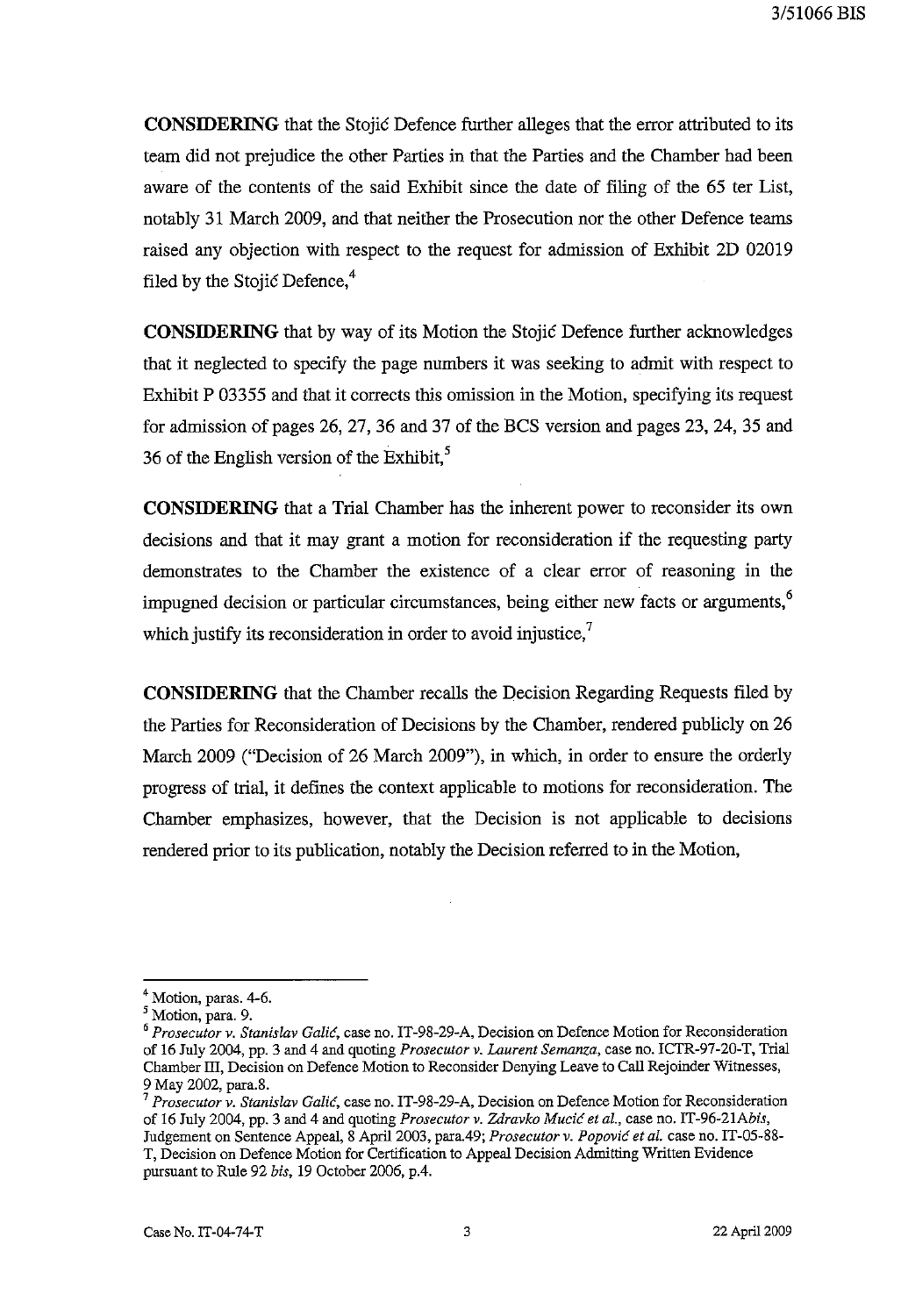**CONSIDERING** that the Stojić Defence further alleges that the error attributed to its team did not prejudice the other Parties in that the Parties and the Chamber had been aware of the contents of the said Exhibit since the date of filing of the 65 ter List, notably 31 March 2009, and that neither the Prosecution nor the other Defence teams raised any objection with respect to the request for admission of Exhibit 2D 02019 filed by the Stojić Defence,[4]

**CONSIDERING** that by way of its Motion the Stojić Defence further acknowledges that it neglected to specify the page numbers it was seeking to admit with respect to Exhibit P 03355 and that it corrects this omission in the Motion, specifying its request for admission of pages 26, 27, 36 and 37 of the BCS version and pages 23, 24, 35 and 36 of the English version of the Exhibit,[5]

**CONSIDERING** that a Trial Chamber has the inherent power to reconsider its own decisions and that it may grant a motion for reconsideration if the requesting party demonstrates to the Chamber the existence of a clear error of reasoning in the impugned decision or particular circumstances, being either new facts or arguments,[6] which justify its reconsideration in order to avoid injustice,[7]

**CONSIDERING** that the Chamber recalls the Decision Regarding Requests filed by the Parties for Reconsideration of Decisions by the Chamber, rendered publicly on 26 March 2009 ("Decision of 26 March 2009"), in which, in order to ensure the orderly progress of trial, it defines the context applicable to motions for reconsideration. The Chamber emphasizes, however, that the Decision is not applicable to decisions rendered prior to its publication, notably the Decision referred to in the Motion,

---

[4] Motion, paras. 4-6.

[5] Motion, para. 9.

[6] *Prosecutor v. Stanislav Galić*, case no. IT-98-29-A, Decision on Defence Motion for Reconsideration of 16 July 2004, pp. 3 and 4 and quoting *Prosecutor v. Laurent Semanza*, case no. ICTR-97-20-T, Trial Chamber III, Decision on Defence Motion to Reconsider Denying Leave to Call Rejoinder Witnesses, 9 May 2002, para.8.

[7] *Prosecutor v. Stanislav Galić*, case no. IT-98-29-A, Decision on Defence Motion for Reconsideration of 16 July 2004, pp. 3 and 4 and quoting *Prosecutor v. Zdravko Mucić et al.*, case no. IT-96-21A*bis*, Judgement on Sentence Appeal, 8 April 2003, para.49; *Prosecutor v. Popović et al.* case no. IT-05-88-T, Decision on Defence Motion for Certification to Appeal Decision Admitting Written Evidence pursuant to Rule 92 *bis*, 19 October 2006, p.4.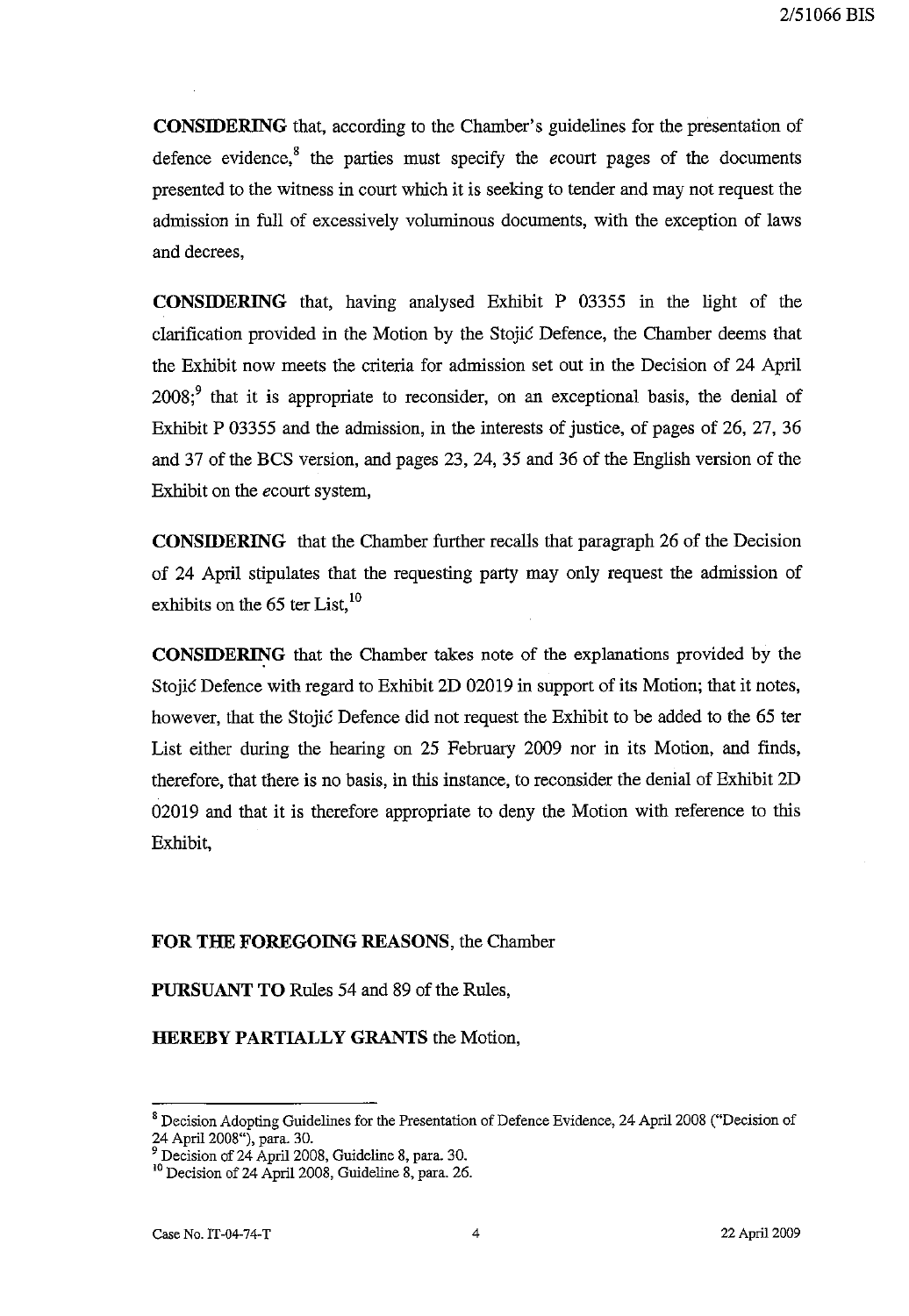**CONSIDERING** that, according to the Chamber's guidelines for the presentation of defence evidence,[8] the parties must specify the *e*court pages of the documents presented to the witness in court which it is seeking to tender and may not request the admission in full of excessively voluminous documents, with the exception of laws and decrees,

**CONSIDERING** that, having analysed Exhibit P 03355 in the light of the clarification provided in the Motion by the Stojić Defence, the Chamber deems that the Exhibit now meets the criteria for admission set out in the Decision of 24 April 2008;[9] that it is appropriate to reconsider, on an exceptional basis, the denial of Exhibit P 03355 and the admission, in the interests of justice, of pages of 26, 27, 36 and 37 of the BCS version, and pages 23, 24, 35 and 36 of the English version of the Exhibit on the *e*court system,

**CONSIDERING** that the Chamber further recalls that paragraph 26 of the Decision of 24 April stipulates that the requesting party may only request the admission of exhibits on the 65 ter List,[10]

**CONSIDERING** that the Chamber takes note of the explanations provided by the Stojić Defence with regard to Exhibit 2D 02019 in support of its Motion; that it notes, however, that the Stojić Defence did not request the Exhibit to be added to the 65 ter List either during the hearing on 25 February 2009 nor in its Motion, and finds, therefore, that there is no basis, in this instance, to reconsider the denial of Exhibit 2D 02019 and that it is therefore appropriate to deny the Motion with reference to this Exhibit,

**FOR THE FOREGOING REASONS**, the Chamber

**PURSUANT TO** Rules 54 and 89 of the Rules,

**HEREBY PARTIALLY GRANTS** the Motion,

---

[8] Decision Adopting Guidelines for the Presentation of Defence Evidence, 24 April 2008 ("Decision of 24 April 2008"), para. 30.

[9] Decision of 24 April 2008, Guideline 8, para. 30.

[10] Decision of 24 April 2008, Guideline 8, para. 26.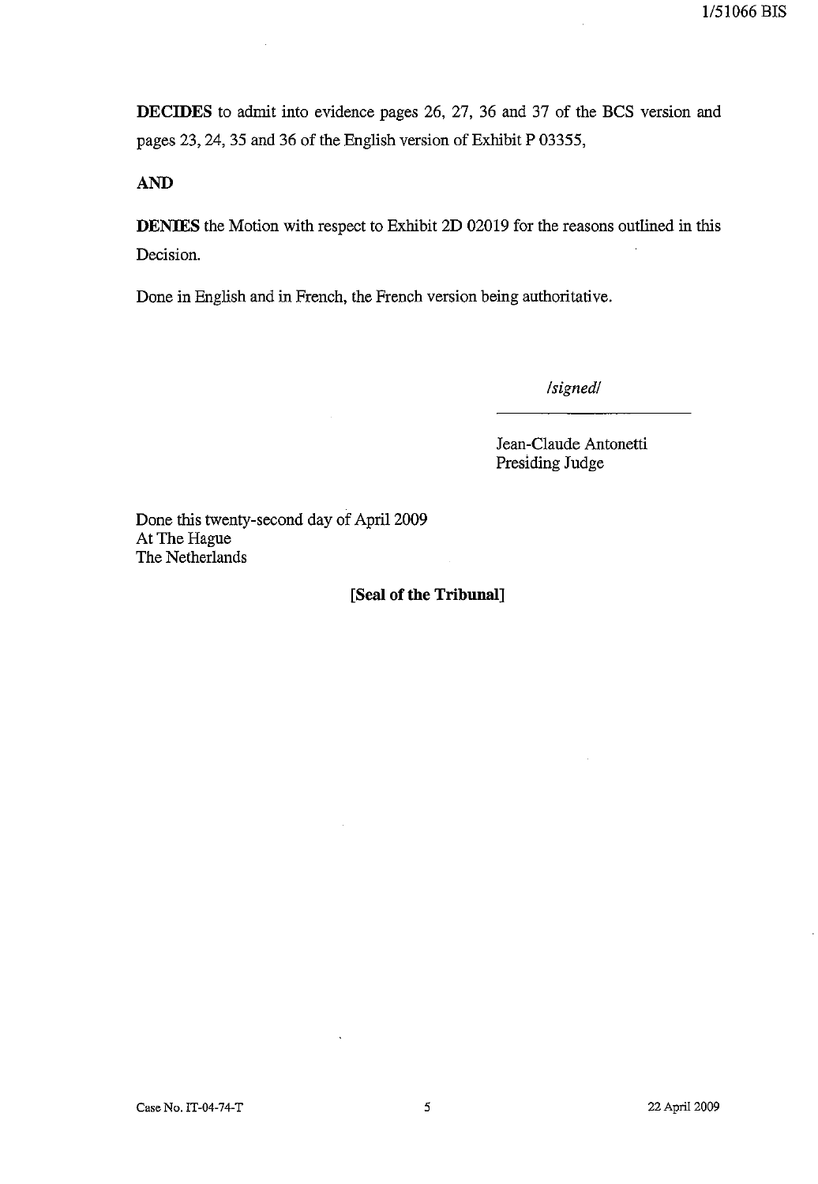**DECIDES** to admit into evidence pages 26, 27, 36 and 37 of the BCS version and pages 23, 24, 35 and 36 of the English version of Exhibit P 03355,

**AND**

**DENIES** the Motion with respect to Exhibit 2D 02019 for the reasons outlined in this Decision.

Done in English and in French, the French version being authoritative.

*/signed/*

Jean-Claude Antonetti
Presiding Judge

Done this twenty-second day of April 2009
At The Hague
The Netherlands

**[Seal of the Tribunal]**